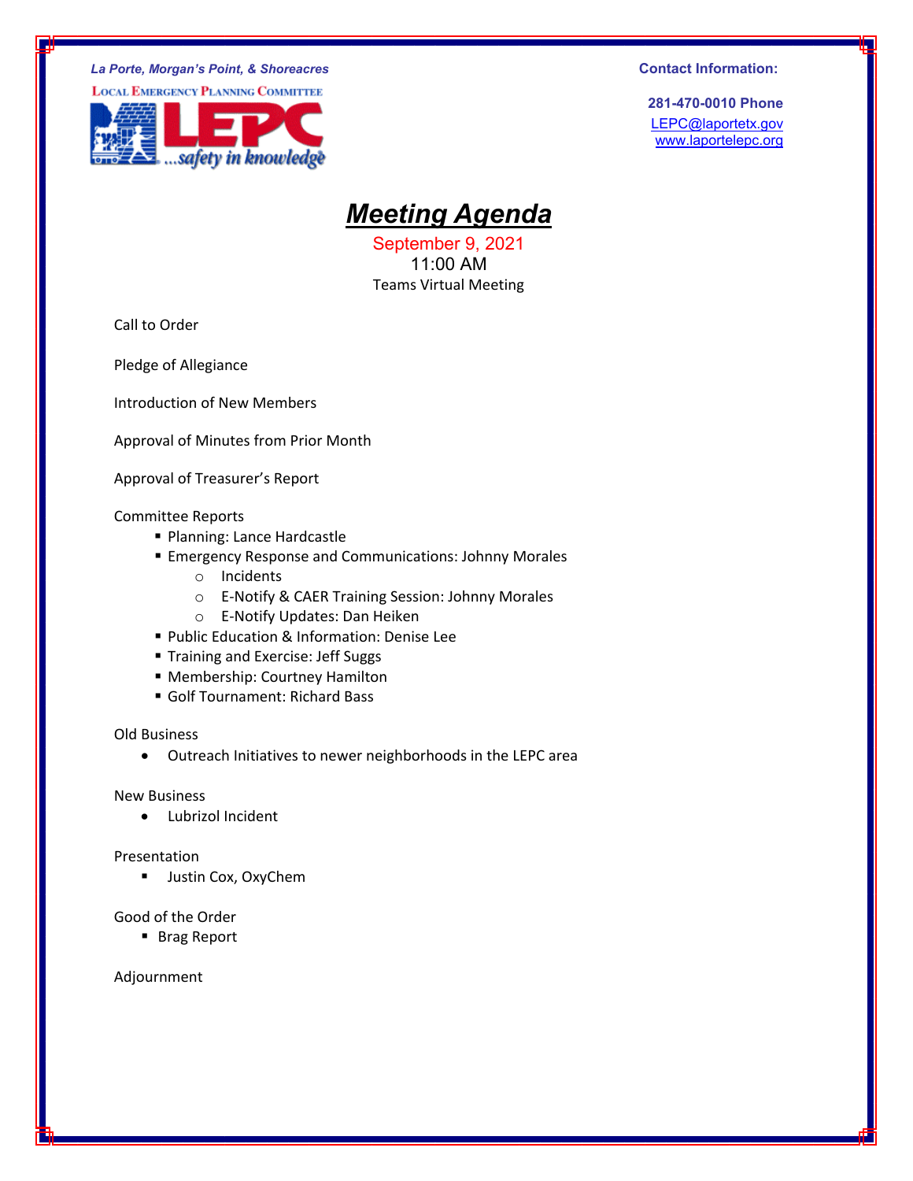*La Porte, Morgan's Point, & Shoreacres*

LOCAL EMERGENCY PLANNING COMMITTEE

LEPC ...safety in knowledge

**Contact Information:**

**281-470-0010 Phone**
LEPC@laportetx.gov
www.laportelepc.org

# ***Meeting Agenda***

September 9, 2021
11:00 AM
Teams Virtual Meeting

Call to Order

Pledge of Allegiance

Introduction of New Members

Approval of Minutes from Prior Month

Approval of Treasurer's Report

Committee Reports

- Planning: Lance Hardcastle
- Emergency Response and Communications: Johnny Morales
  - Incidents
  - E-Notify & CAER Training Session: Johnny Morales
  - E-Notify Updates: Dan Heiken
- Public Education & Information: Denise Lee
- Training and Exercise: Jeff Suggs
- Membership: Courtney Hamilton
- Golf Tournament: Richard Bass

Old Business

- Outreach Initiatives to newer neighborhoods in the LEPC area

New Business

- Lubrizol Incident

Presentation

- Justin Cox, OxyChem

Good of the Order

- Brag Report

Adjournment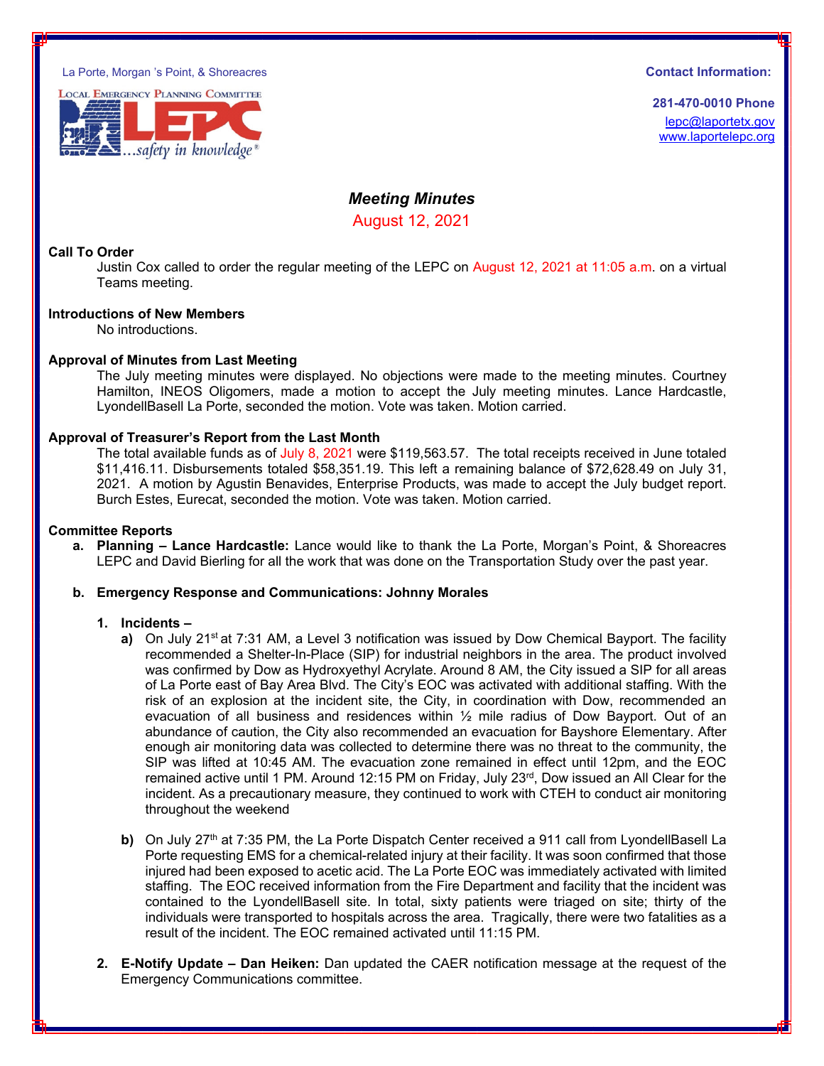La Porte, Morgan 's Point, & Shoreacres

Local Emergency Planning Committee

LEPC ...safety in knowledge®

**Contact Information:**

**281-470-0010 Phone**
lepc@laportetx.gov
www.laportelepc.org

## *Meeting Minutes*

August 12, 2021

### Call To Order

Justin Cox called to order the regular meeting of the LEPC on August 12, 2021 at 11:05 a.m. on a virtual Teams meeting.

### Introductions of New Members

No introductions.

### Approval of Minutes from Last Meeting

The July meeting minutes were displayed. No objections were made to the meeting minutes. Courtney Hamilton, INEOS Oligomers, made a motion to accept the July meeting minutes. Lance Hardcastle, LyondellBasell La Porte, seconded the motion. Vote was taken. Motion carried.

### Approval of Treasurer's Report from the Last Month

The total available funds as of July 8, 2021 were $119,563.57. The total receipts received in June totaled $11,416.11. Disbursements totaled $58,351.19. This left a remaining balance of $72,628.49 on July 31, 2021. A motion by Agustin Benavides, Enterprise Products, was made to accept the July budget report. Burch Estes, Eurecat, seconded the motion. Vote was taken. Motion carried.

### Committee Reports

**a. Planning – Lance Hardcastle:** Lance would like to thank the La Porte, Morgan's Point, & Shoreacres LEPC and David Bierling for all the work that was done on the Transportation Study over the past year.

**b. Emergency Response and Communications: Johnny Morales**

1. **Incidents –**
   - **a)** On July 21st at 7:31 AM, a Level 3 notification was issued by Dow Chemical Bayport. The facility recommended a Shelter-In-Place (SIP) for industrial neighbors in the area. The product involved was confirmed by Dow as Hydroxyethyl Acrylate. Around 8 AM, the City issued a SIP for all areas of La Porte east of Bay Area Blvd. The City's EOC was activated with additional staffing. With the risk of an explosion at the incident site, the City, in coordination with Dow, recommended an evacuation of all business and residences within ½ mile radius of Dow Bayport. Out of an abundance of caution, the City also recommended an evacuation for Bayshore Elementary. After enough air monitoring data was collected to determine there was no threat to the community, the SIP was lifted at 10:45 AM. The evacuation zone remained in effect until 12pm, and the EOC remained active until 1 PM. Around 12:15 PM on Friday, July 23rd, Dow issued an All Clear for the incident. As a precautionary measure, they continued to work with CTEH to conduct air monitoring throughout the weekend
   - **b)** On July 27th at 7:35 PM, the La Porte Dispatch Center received a 911 call from LyondellBasell La Porte requesting EMS for a chemical-related injury at their facility. It was soon confirmed that those injured had been exposed to acetic acid. The La Porte EOC was immediately activated with limited staffing. The EOC received information from the Fire Department and facility that the incident was contained to the LyondellBasell site. In total, sixty patients were triaged on site; thirty of the individuals were transported to hospitals across the area. Tragically, there were two fatalities as a result of the incident. The EOC remained activated until 11:15 PM.
2. **E-Notify Update – Dan Heiken:** Dan updated the CAER notification message at the request of the Emergency Communications committee.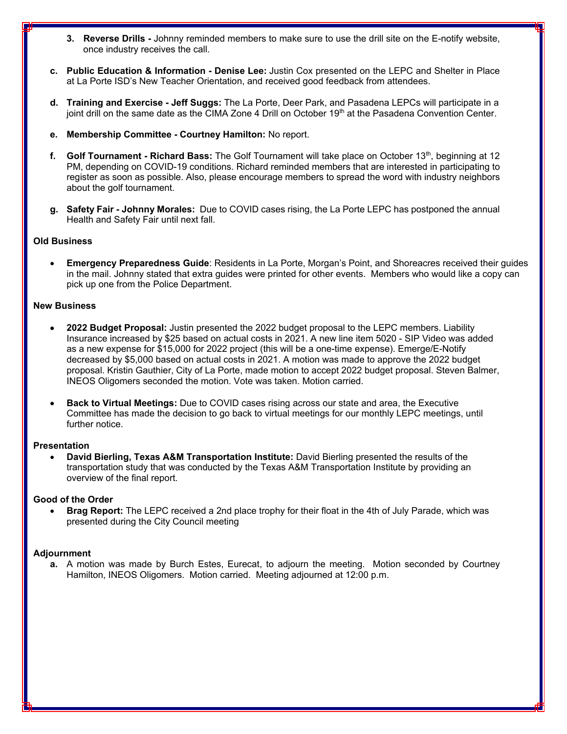3. **Reverse Drills -** Johnny reminded members to make sure to use the drill site on the E-notify website, once industry receives the call.

c. **Public Education & Information - Denise Lee:** Justin Cox presented on the LEPC and Shelter in Place at La Porte ISD's New Teacher Orientation, and received good feedback from attendees.

d. **Training and Exercise - Jeff Suggs:** The La Porte, Deer Park, and Pasadena LEPCs will participate in a joint drill on the same date as the CIMA Zone 4 Drill on October 19th at the Pasadena Convention Center.

e. **Membership Committee - Courtney Hamilton:** No report.

f. **Golf Tournament - Richard Bass:** The Golf Tournament will take place on October 13th, beginning at 12 PM, depending on COVID-19 conditions. Richard reminded members that are interested in participating to register as soon as possible. Also, please encourage members to spread the word with industry neighbors about the golf tournament.

g. **Safety Fair - Johnny Morales:** Due to COVID cases rising, the La Porte LEPC has postponed the annual Health and Safety Fair until next fall.

**Old Business**

- **Emergency Preparedness Guide**: Residents in La Porte, Morgan's Point, and Shoreacres received their guides in the mail. Johnny stated that extra guides were printed for other events. Members who would like a copy can pick up one from the Police Department.

**New Business**

- **2022 Budget Proposal:** Justin presented the 2022 budget proposal to the LEPC members. Liability Insurance increased by $25 based on actual costs in 2021. A new line item 5020 - SIP Video was added as a new expense for $15,000 for 2022 project (this will be a one-time expense). Emerge/E-Notify decreased by $5,000 based on actual costs in 2021. A motion was made to approve the 2022 budget proposal. Kristin Gauthier, City of La Porte, made motion to accept 2022 budget proposal. Steven Balmer, INEOS Oligomers seconded the motion. Vote was taken. Motion carried.

- **Back to Virtual Meetings:** Due to COVID cases rising across our state and area, the Executive Committee has made the decision to go back to virtual meetings for our monthly LEPC meetings, until further notice.

**Presentation**

- **David Bierling, Texas A&M Transportation Institute:** David Bierling presented the results of the transportation study that was conducted by the Texas A&M Transportation Institute by providing an overview of the final report.

**Good of the Order**

- **Brag Report:** The LEPC received a 2nd place trophy for their float in the 4th of July Parade, which was presented during the City Council meeting

**Adjournment**

a. A motion was made by Burch Estes, Eurecat, to adjourn the meeting. Motion seconded by Courtney Hamilton, INEOS Oligomers. Motion carried. Meeting adjourned at 12:00 p.m.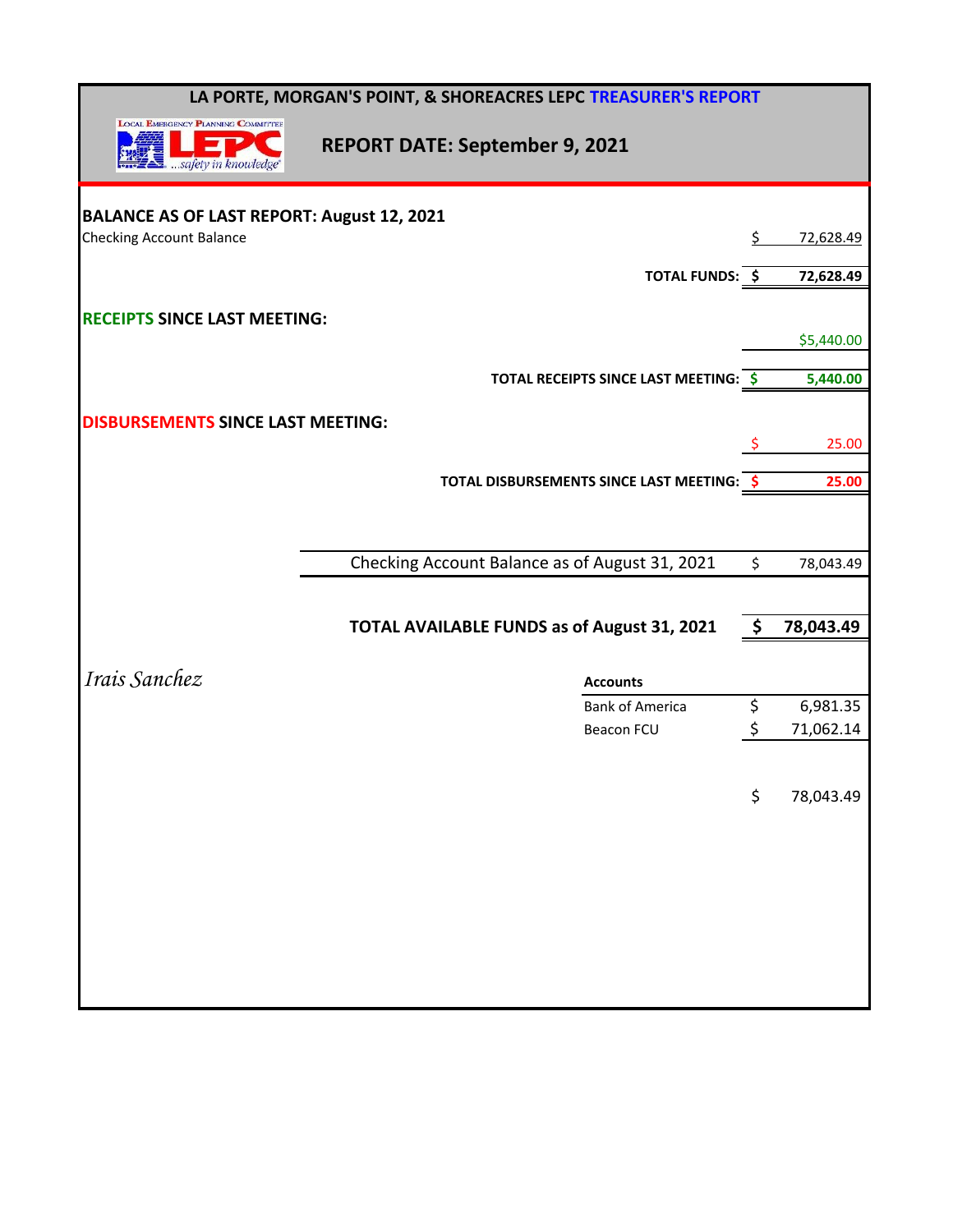# LA PORTE, MORGAN'S POINT, & SHOREACRES LEPC TREASURER'S REPORT

LOCAL EMERGENCY PLANNING COMMITTEE LEPC ...safety in knowledge

## REPORT DATE: September 9, 2021

**BALANCE AS OF LAST REPORT: August 12, 2021**

| | | |
|---|---|---|
| Checking Account Balance | $ | 72,628.49 |
| **TOTAL FUNDS:** | **$** | **72,628.49** |

**RECEIPTS SINCE LAST MEETING:**

| | | |
|---|---|---|
| | | $5,440.00 |
| **TOTAL RECEIPTS SINCE LAST MEETING:** | **$** | **5,440.00** |

**DISBURSEMENTS SINCE LAST MEETING:**

| | | |
|---|---|---|
| | $ | 25.00 |
| **TOTAL DISBURSEMENTS SINCE LAST MEETING:** | **$** | **25.00** |

| | | |
|---|---|---|
| Checking Account Balance as of August 31, 2021 | $ | 78,043.49 |
| **TOTAL AVAILABLE FUNDS as of August 31, 2021** | **$** | **78,043.49** |

*Irais Sanchez*

| **Accounts** | | |
|---|---|---|
| Bank of America | $ | 6,981.35 |
| Beacon FCU | $ | 71,062.14 |
| | $ | 78,043.49 |